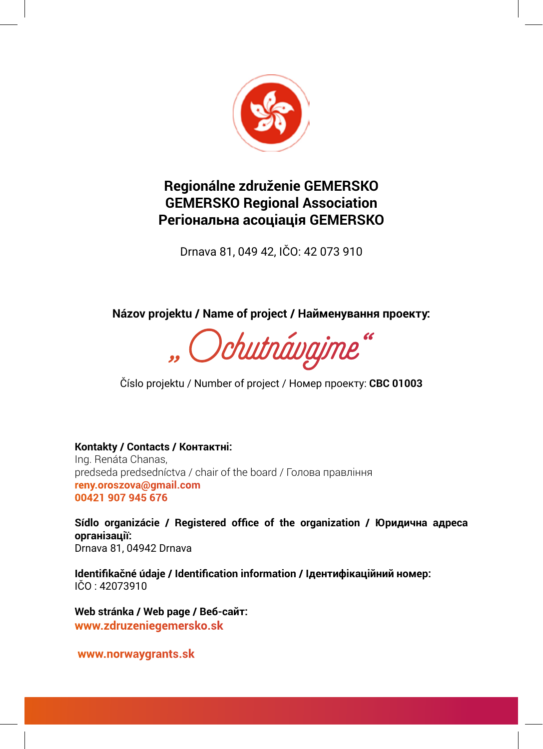# Regionálne združenie GEMERSKO
# GEMERSKO Regional Association
# Регіональна асоціація GEMERSKO

Drnava 81, 049 42, IČO: 42 073 910

**Názov projektu / Name of project / Найменування проекту:**

„ Ochutnávajme“

Číslo projektu / Number of project / Номер проекту: **CBC 01003**

**Kontakty / Contacts / Контактні:**
Ing. Renáta Chanas,
predseda predsedníctva / chair of the board / Голова правління
**reny.oroszova@gmail.com**
**00421 907 945 676**

**Sídlo organizácie / Registered office of the organization / Юридична адреса організації:**
Drnava 81, 04942 Drnava

**Identifikačné údaje / Identification information / Ідентифікаційний номер:**
IČO : 42073910

**Web stránka / Web page / Веб-сайт:**
**www.zdruzeniegemersko.sk**

**www.norwaygrants.sk**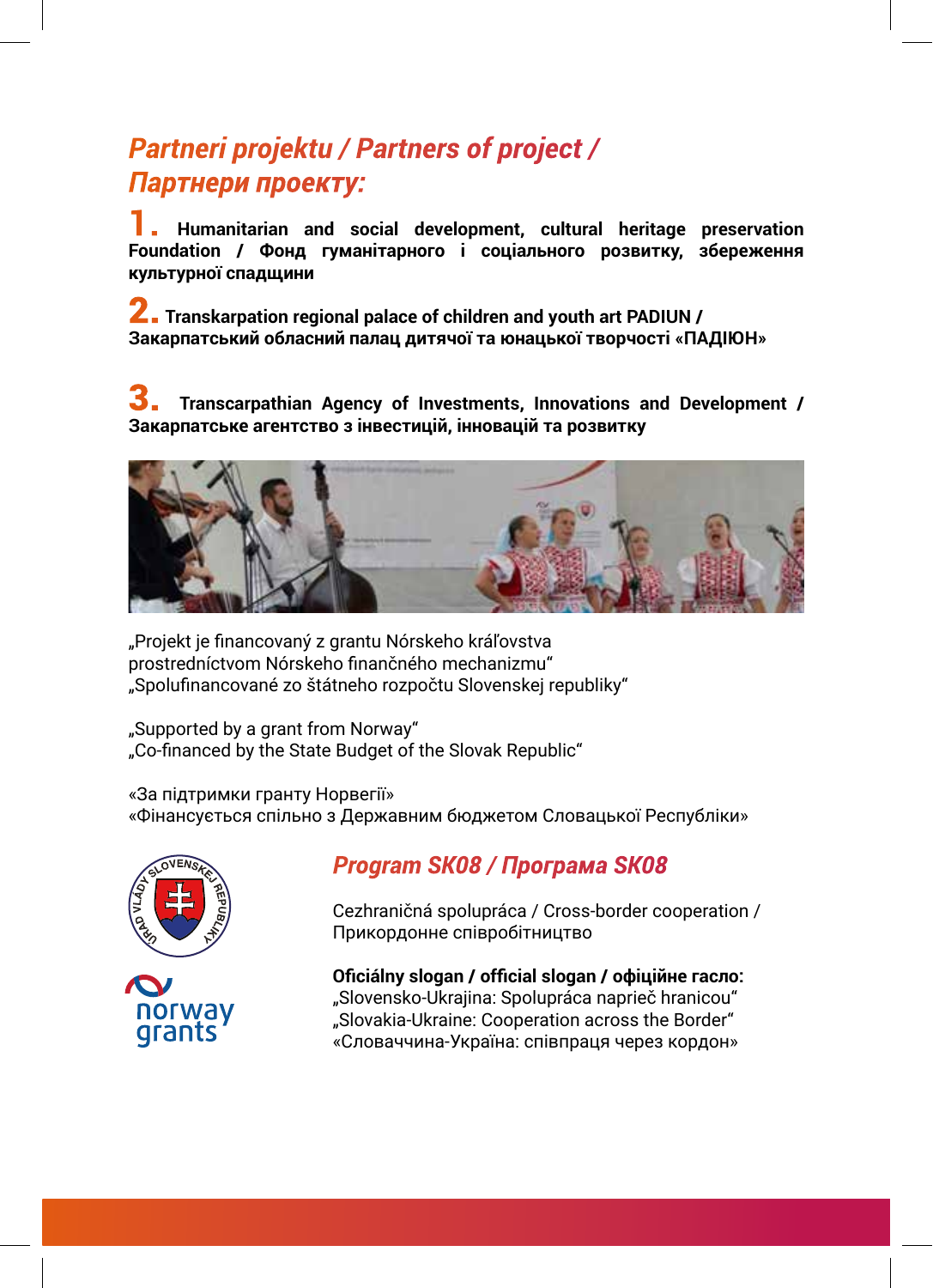## *Partneri projektu / Partners of project / Партнери проекту:*

**1.** **Humanitarian and social development, cultural heritage preservation Foundation / Фонд гуманітарного і соціального розвитку, збереження культурної спадщини**

**2.** **Transkarpation regional palace of children and youth art PADIUN / Закарпатський обласний палац дитячої та юнацької творчості «ПАДІЮН»**

**3.** **Transcarpathian Agency of Investments, Innovations and Development / Закарпатське агентство з інвестицій, інновацій та розвитку**

„Projekt je financovaný z grantu Nórskeho kráľovstva
prostredníctvom Nórskeho finančného mechanizmu"
„Spolufinancované zo štátneho rozpočtu Slovenskej republiky"

„Supported by a grant from Norway"
„Co-financed by the State Budget of the Slovak Republic"

«За підтримки гранту Норвегії»
«Фінансується спільно з Державним бюджетом Словацької Республіки»

ÚRAD VLÁDY SLOVENSKEJ REPUBLIKY

norway grants

## *Program SK08 / Програма SK08*

Cezhraničná spolupráca / Cross-border cooperation / Прикордонне співробітництво

**Oficiálny slogan / official slogan / офіційне гасло:**
„Slovensko-Ukrajina: Spolupráca naprieč hranicou"
„Slovakia-Ukraine: Cooperation across the Border"
«Словаччина-Україна: співпраця через кордон»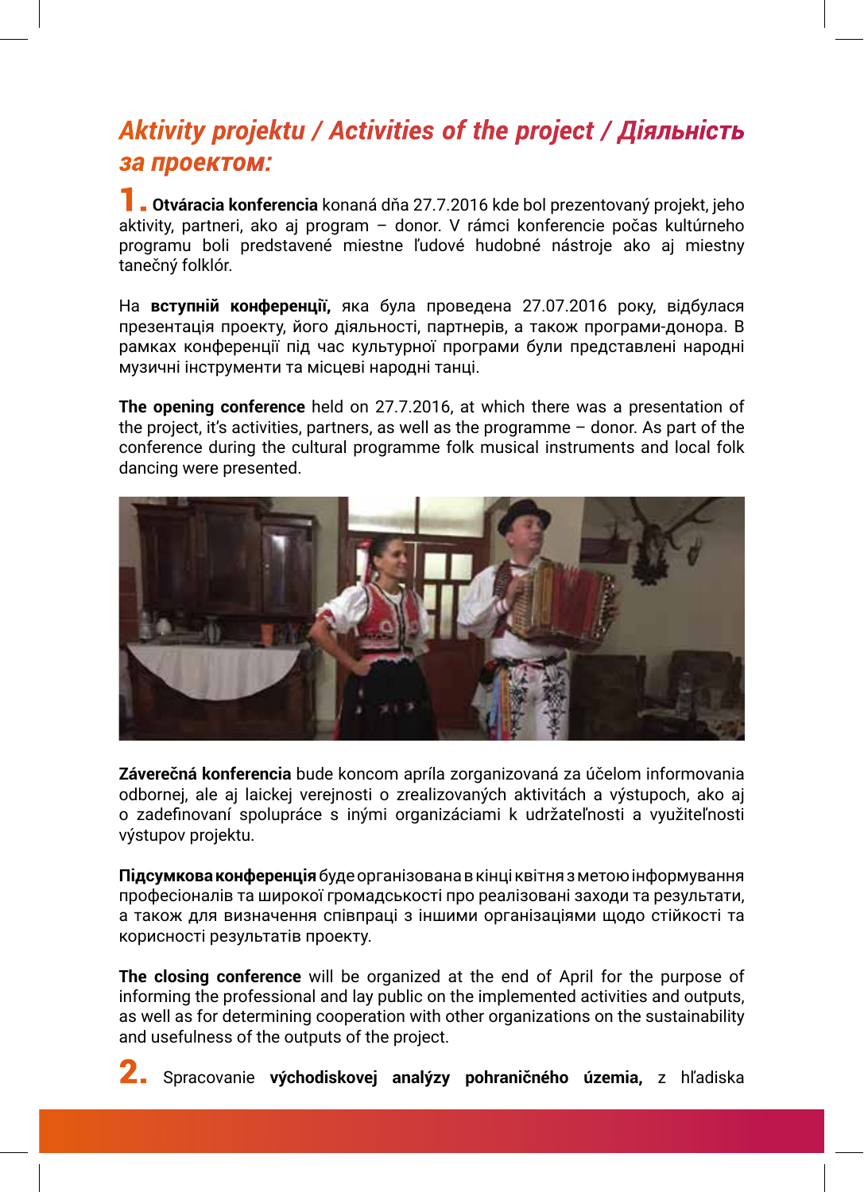## *Aktivity projektu / Activities of the project / Діяльність за проектом:*

**1. Otváracia konferencia** konaná dňa 27.7.2016 kde bol prezentovaný projekt, jeho aktivity, partneri, ako aj program – donor. V rámci konferencie počas kultúrneho programu boli predstavené miestne ľudové hudobné nástroje ako aj miestny tanečný folklór.

На **вступній конференції,** яка була проведена 27.07.2016 року, відбулася презентація проекту, його діяльності, партнерів, а також програми-донора. В рамках конференції під час культурної програми були представлені народні музичні інструменти та місцеві народні танці.

**The opening conference** held on 27.7.2016, at which there was a presentation of the project, it's activities, partners, as well as the programme – donor. As part of the conference during the cultural programme folk musical instruments and local folk dancing were presented.

**Záverečná konferencia** bude koncom apríla zorganizovaná za účelom informovania odbornej, ale aj laickej verejnosti o zrealizovaných aktivitách a výstupoch, ako aj o zadefinovaní spolupráce s inými organizáciami k udržateľnosti a využiteľnosti výstupov projektu.

**Підсумкова конференція** буде організована в кінці квітня з метою інформування професіоналів та широкої громадськості про реалізовані заходи та результати, а також для визначення співпраці з іншими організаціями щодо стійкості та корисності результатів проекту.

**The closing conference** will be organized at the end of April for the purpose of informing the professional and lay public on the implemented activities and outputs, as well as for determining cooperation with other organizations on the sustainability and usefulness of the outputs of the project.

**2.** Spracovanie **východiskovej analýzy pohraničného územia,** z hľadiska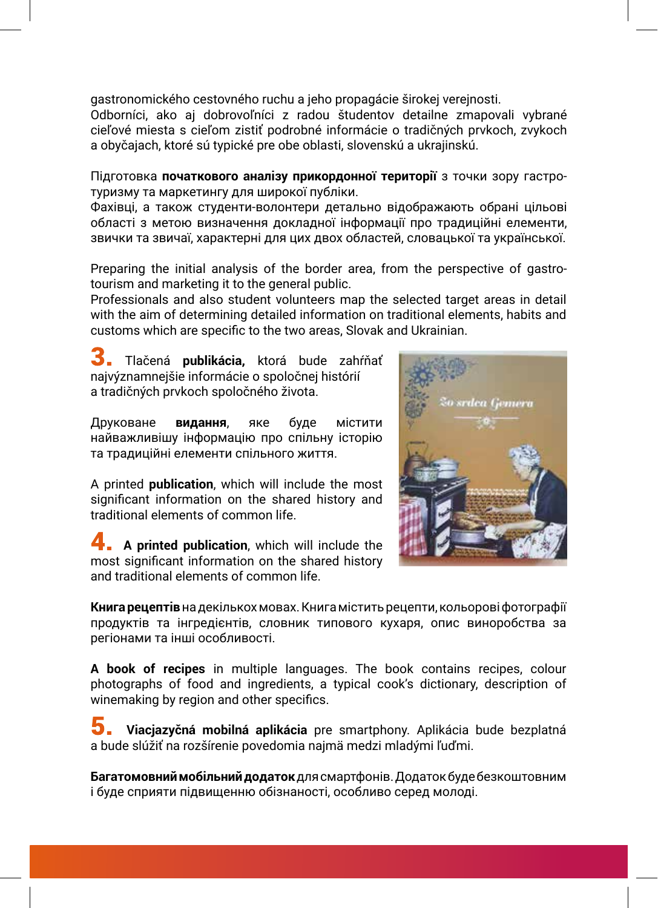gastronomického cestovného ruchu a jeho propagácie širokej verejnosti.
Odborníci, ako aj dobrovoľníci z radou študentov detailne zmapovali vybrané cieľové miesta s cieľom zistiť podrobné informácie o tradičných prvkoch, zvykoch a obyčajach, ktoré sú typické pre obe oblasti, slovenskú a ukrajinskú.

Підготовка **початкового аналізу прикордонної території** з точки зору гастро-туризму та маркетингу для широкої публіки.
Фахівці, а також студенти-волонтери детально відображають обрані цільові області з метою визначення докладної інформації про традиційні елементи, звички та звичаї, характерні для цих двох областей, словацької та української.

Preparing the initial analysis of the border area, from the perspective of gastro-tourism and marketing it to the general public.
Professionals and also student volunteers map the selected target areas in detail with the aim of determining detailed information on traditional elements, habits and customs which are specific to the two areas, Slovak and Ukrainian.

**3.** Tlačená **publikácia,** ktorá bude zahŕňať najvýznamnejšie informácie o spoločnej histórií a tradičných prvkoch spoločného života.

Друковане **видання**, яке буде містити найважливішу інформацію про спільну історію та традиційні елементи спільного життя.

A printed **publication**, which will include the most significant information on the shared history and traditional elements of common life.

**4.** **A printed publication**, which will include the most significant information on the shared history and traditional elements of common life.

**Книга рецептів** на декількох мовах. Книга містить рецепти, кольорові фотографії продуктів та інгредієнтів, словник типового кухаря, опис виноробства за регіонами та інші особливості.

**A book of recipes** in multiple languages. The book contains recipes, colour photographs of food and ingredients, a typical cook's dictionary, description of winemaking by region and other specifics.

**5.** **Viacjazyčná mobilná aplikácia** pre smartphony. Aplikácia bude bezplatná a bude slúžiť na rozšírenie povedomia najmä medzi mladými ľuďmi.

**Багатомовний мобільний додаток** для смартфонів. Додаток буде безкоштовним і буде сприяти підвищенню обізнаності, особливо серед молоді.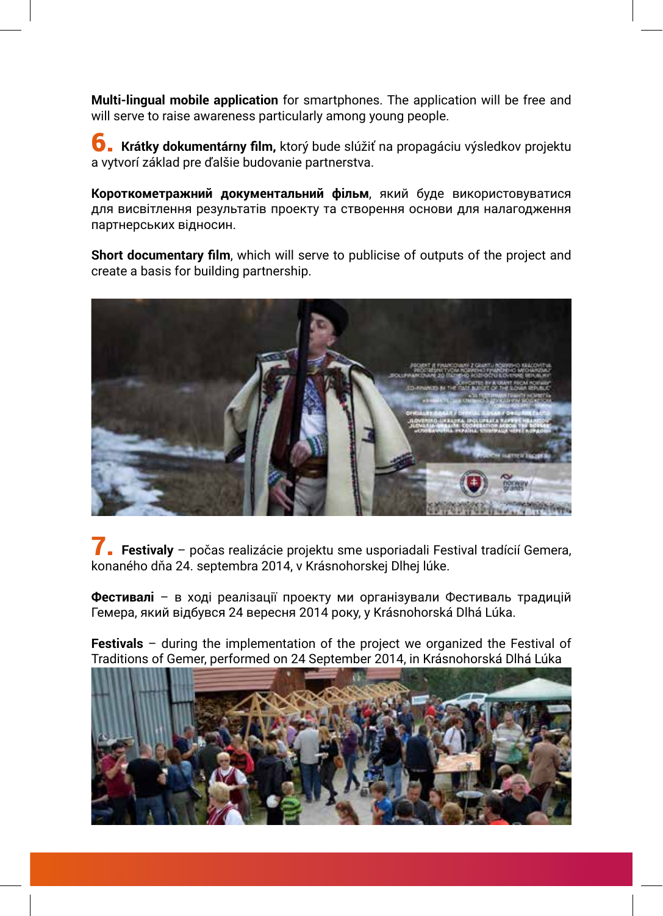**Multi-lingual mobile application** for smartphones. The application will be free and will serve to raise awareness particularly among young people.

**6.** **Krátky dokumentárny film,** ktorý bude slúžiť na propagáciu výsledkov projektu a vytvorí základ pre ďalšie budovanie partnerstva.

**Короткометражний документальний фільм**, який буде використовуватися для висвітлення результатів проекту та створення основи для налагодження партнерських відносин.

**Short documentary film**, which will serve to publicise of outputs of the project and create a basis for building partnership.

**7.** **Festivaly** – počas realizácie projektu sme usporiadali Festival tradícií Gemera, konaného dňa 24. septembra 2014, v Krásnohorskej Dlhej lúke.

**Фестивалі** – в ході реалізації проекту ми організували Фестиваль традицій Гемера, який відбувся 24 вересня 2014 року, у Krásnohorská Dlhá Lúka.

**Festivals** – during the implementation of the project we organized the Festival of Traditions of Gemer, performed on 24 September 2014, in Krásnohorská Dlhá Lúka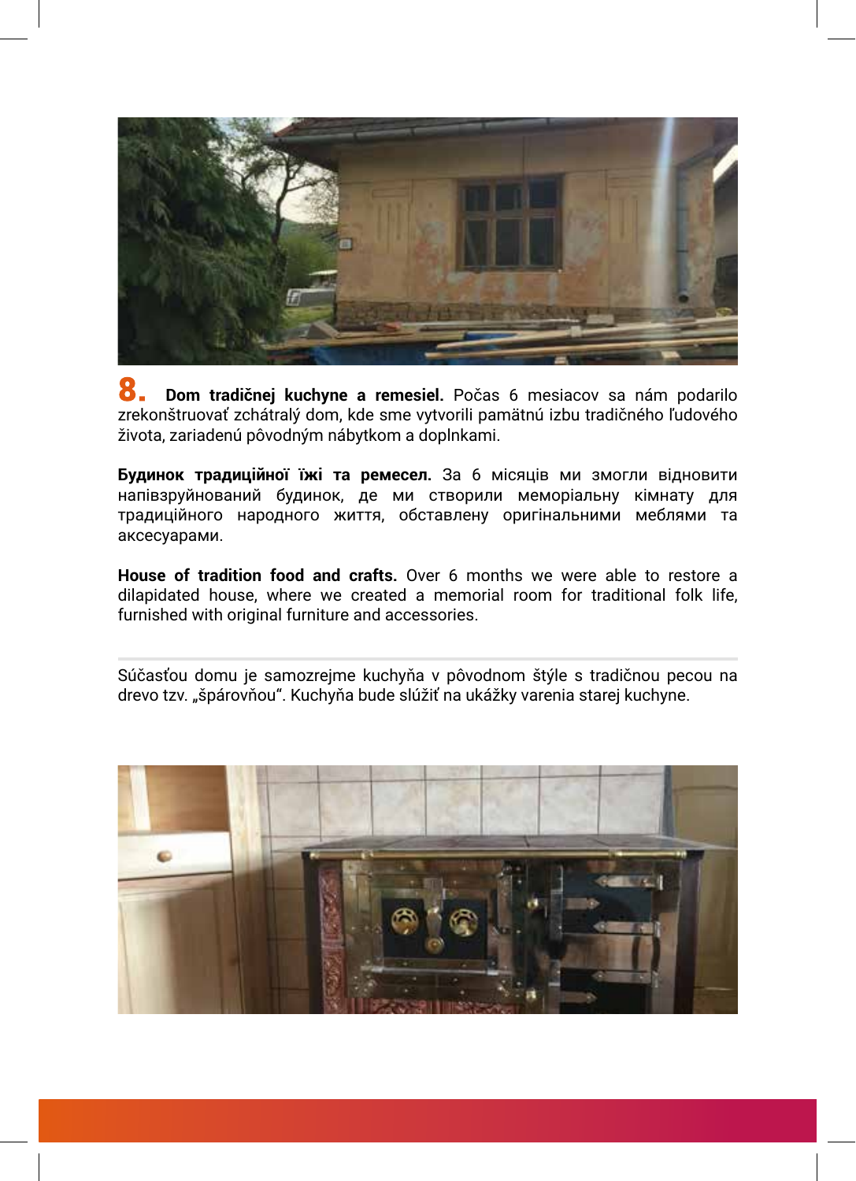**8.** **Dom tradičnej kuchyne a remesiel.** Počas 6 mesiacov sa nám podarilo zrekonštruovať zchátralý dom, kde sme vytvorili pamätnú izbu tradičného ľudového života, zariadenú pôvodným nábytkom a doplnkami.

**Будинок традиційної їжі та ремесел.** За 6 місяців ми змогли відновити напівзруйнований будинок, де ми створили меморіальну кімнату для традиційного народного життя, обставлену оригінальними меблями та аксесуарами.

**House of tradition food and crafts.** Over 6 months we were able to restore a dilapidated house, where we created a memorial room for traditional folk life, furnished with original furniture and accessories.

---

Súčasťou domu je samozrejme kuchyňa v pôvodnom štýle s tradičnou pecou na drevo tzv. „špárovňou". Kuchyňa bude slúžiť na ukážky varenia starej kuchyne.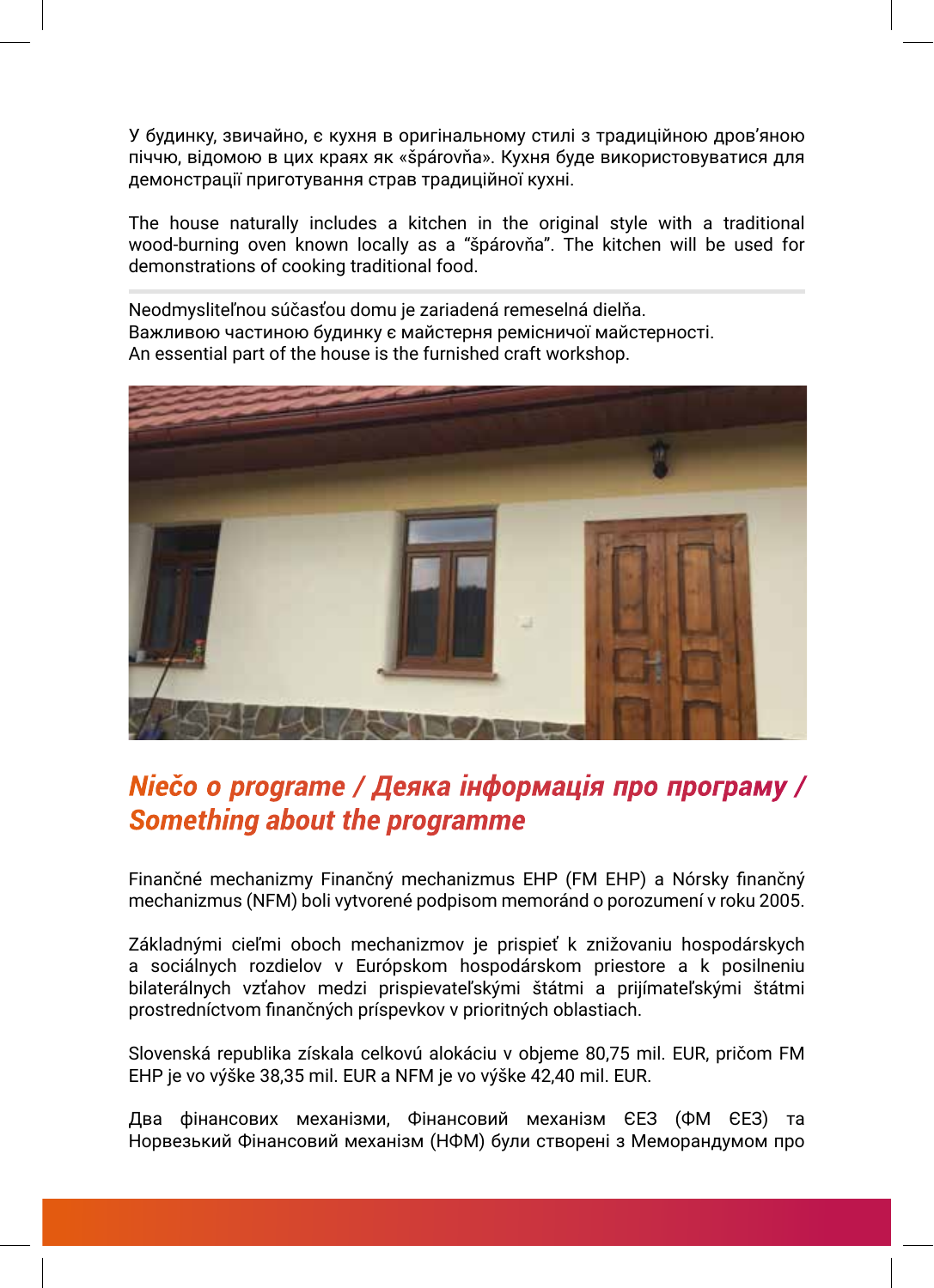У будинку, звичайно, є кухня в оригінальному стилі з традиційною дров'яною піччю, відомою в цих краях як «špárovňa». Кухня буде використовуватися для демонстрації приготування страв традиційної кухні.

The house naturally includes a kitchen in the original style with a traditional wood-burning oven known locally as a "špárovňa". The kitchen will be used for demonstrations of cooking traditional food.

Neodmysliteľnou súčasťou domu je zariadená remeselná dielňa.
Важливою частиною будинку є майстерня ремісничої майстерності.
An essential part of the house is the furnished craft workshop.

## *Niečo o programe / Деяка інформація про програму / Something about the programme*

Finančné mechanizmy Finančný mechanizmus EHP (FM EHP) a Nórsky finančný mechanizmus (NFM) boli vytvorené podpisom memoránd o porozumení v roku 2005.

Základnými cieľmi oboch mechanizmov je prispieť k znižovaniu hospodárskych a sociálnych rozdielov v Európskom hospodárskom priestore a k posilneniu bilaterálnych vzťahov medzi prispievateľskými štátmi a prijímateľskými štátmi prostredníctvom finančných príspevkov v prioritných oblastiach.

Slovenská republika získala celkovú alokáciu v objeme 80,75 mil. EUR, pričom FM EHP je vo výške 38,35 mil. EUR a NFM je vo výške 42,40 mil. EUR.

Два фінансових механізми, Фінансовий механізм ЄЕЗ (ФМ ЄЕЗ) та Норвезький Фінансовий механізм (НФМ) були створені з Меморандумом про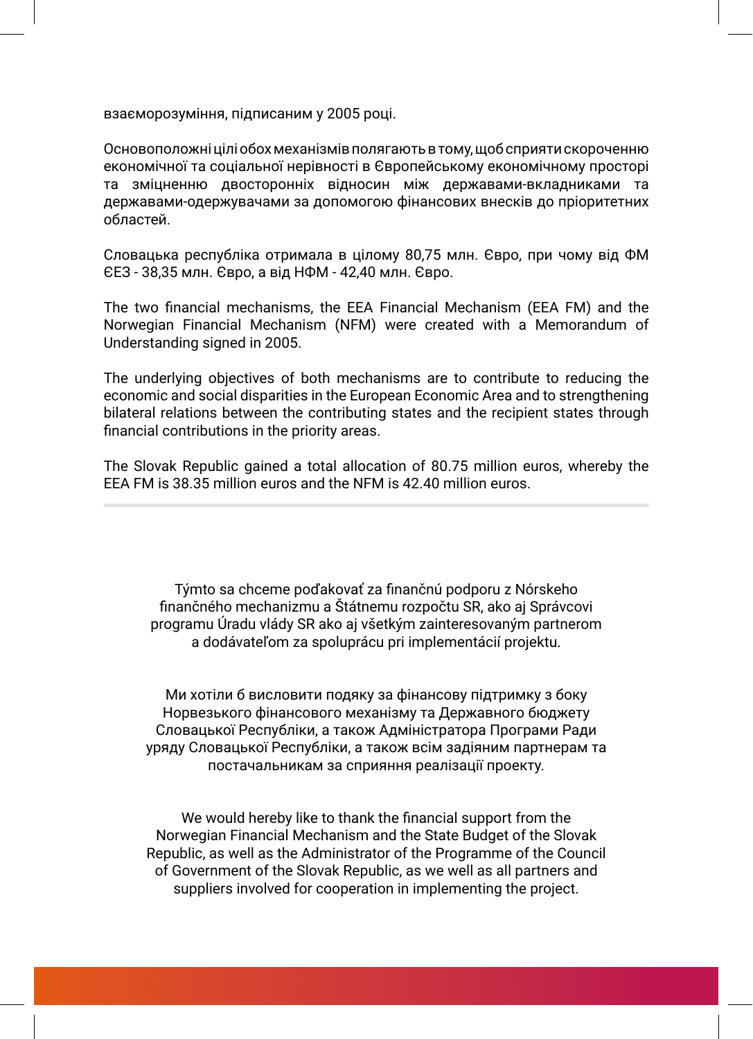взаєморозуміння, підписаним у 2005 році.

Основоположні цілі обох механізмів полягають в тому, щоб сприяти скороченню економічної та соціальної нерівності в Європейському економічному просторі та зміцненню двосторонніх відносин між державами-вкладниками та державами-одержувачами за допомогою фінансових внесків до пріоритетних областей.

Словацька республіка отримала в цілому 80,75 млн. Євро, при чому від ФМ ЄЕЗ - 38,35 млн. Євро, а від НФМ - 42,40 млн. Євро.

The two financial mechanisms, the EEA Financial Mechanism (EEA FM) and the Norwegian Financial Mechanism (NFM) were created with a Memorandum of Understanding signed in 2005.

The underlying objectives of both mechanisms are to contribute to reducing the economic and social disparities in the European Economic Area and to strengthening bilateral relations between the contributing states and the recipient states through financial contributions in the priority areas.

The Slovak Republic gained a total allocation of 80.75 million euros, whereby the EEA FM is 38.35 million euros and the NFM is 42.40 million euros.

---

Týmto sa chceme poďakovať za finančnú podporu z Nórskeho finančného mechanizmu a Štátnemu rozpočtu SR, ako aj Správcovi programu Úradu vlády SR ako aj všetkým zainteresovaným partnerom a dodávateľom za spoluprácu pri implementácií projektu.

Ми хотіли б висловити подяку за фінансову підтримку з боку Норвезького фінансового механізму та Державного бюджету Словацької Республіки, а також Адміністратора Програми Ради уряду Словацької Республіки, а також всім задіяним партнерам та постачальникам за сприяння реалізації проекту.

We would hereby like to thank the financial support from the Norwegian Financial Mechanism and the State Budget of the Slovak Republic, as well as the Administrator of the Programme of the Council of Government of the Slovak Republic, as we well as all partners and suppliers involved for cooperation in implementing the project.